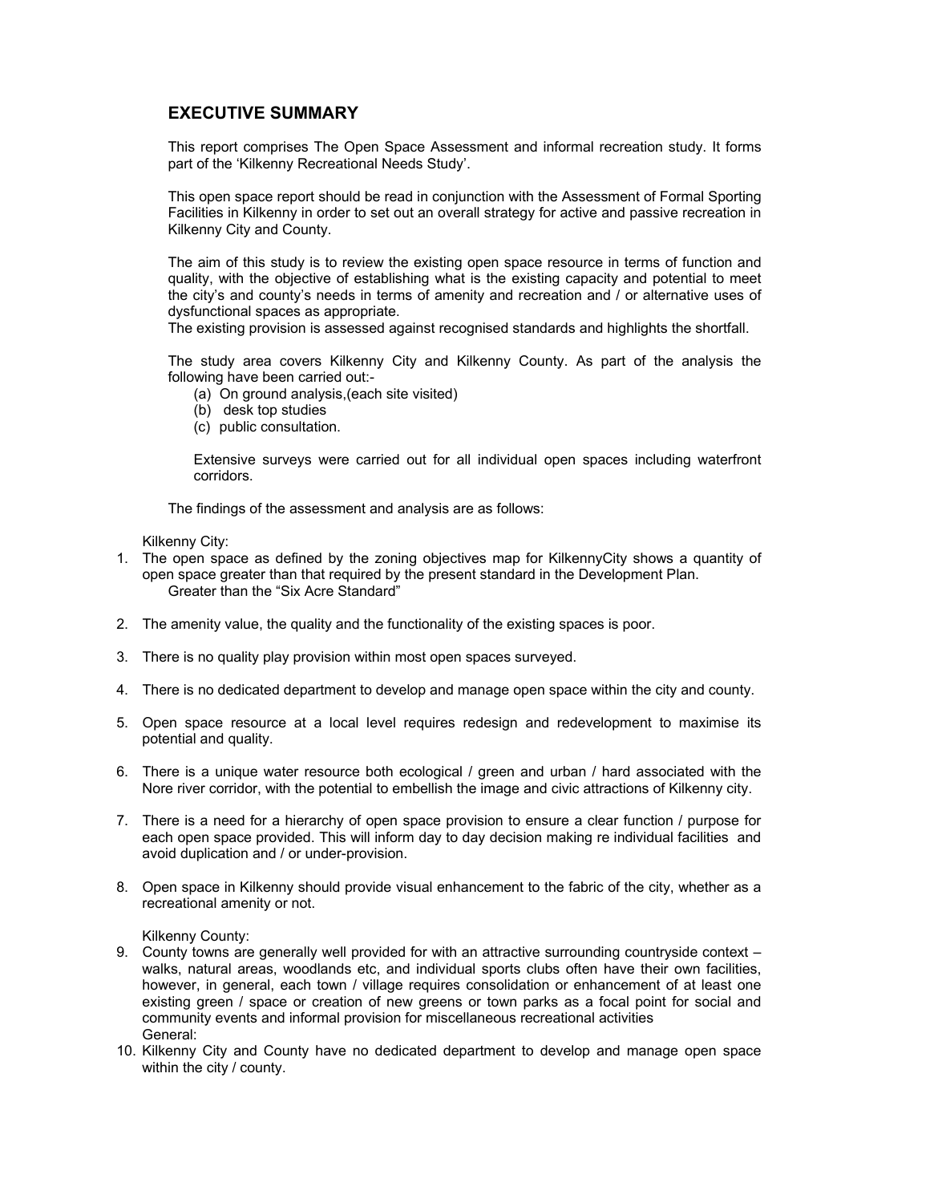## EXECUTIVE SUMMARY

This report comprises The Open Space Assessment and informal recreation study. It forms part of the 'Kilkenny Recreational Needs Study'.

This open space report should be read in conjunction with the Assessment of Formal Sporting Facilities in Kilkenny in order to set out an overall strategy for active and passive recreation in Kilkenny City and County.

The aim of this study is to review the existing open space resource in terms of function and quality, with the objective of establishing what is the existing capacity and potential to meet the city's and county's needs in terms of amenity and recreation and / or alternative uses of dysfunctional spaces as appropriate.
The existing provision is assessed against recognised standards and highlights the shortfall.

The study area covers Kilkenny City and Kilkenny County. As part of the analysis the following have been carried out:-

(a) On ground analysis,(each site visited)
(b) desk top studies
(c) public consultation.

Extensive surveys were carried out for all individual open spaces including waterfront corridors.

The findings of the assessment and analysis are as follows:

Kilkenny City:

1. The open space as defined by the zoning objectives map for KilkennyCity shows a quantity of open space greater than that required by the present standard in the Development Plan. Greater than the "Six Acre Standard"
2. The amenity value, the quality and the functionality of the existing spaces is poor.
3. There is no quality play provision within most open spaces surveyed.
4. There is no dedicated department to develop and manage open space within the city and county.
5. Open space resource at a local level requires redesign and redevelopment to maximise its potential and quality.
6. There is a unique water resource both ecological / green and urban / hard associated with the Nore river corridor, with the potential to embellish the image and civic attractions of Kilkenny city.
7. There is a need for a hierarchy of open space provision to ensure a clear function / purpose for each open space provided. This will inform day to day decision making re individual facilities and avoid duplication and / or under-provision.
8. Open space in Kilkenny should provide visual enhancement to the fabric of the city, whether as a recreational amenity or not.

Kilkenny County:

9. County towns are generally well provided for with an attractive surrounding countryside context – walks, natural areas, woodlands etc, and individual sports clubs often have their own facilities, however, in general, each town / village requires consolidation or enhancement of at least one existing green / space or creation of new greens or town parks as a focal point for social and community events and informal provision for miscellaneous recreational activities

General:

10. Kilkenny City and County have no dedicated department to develop and manage open space within the city / county.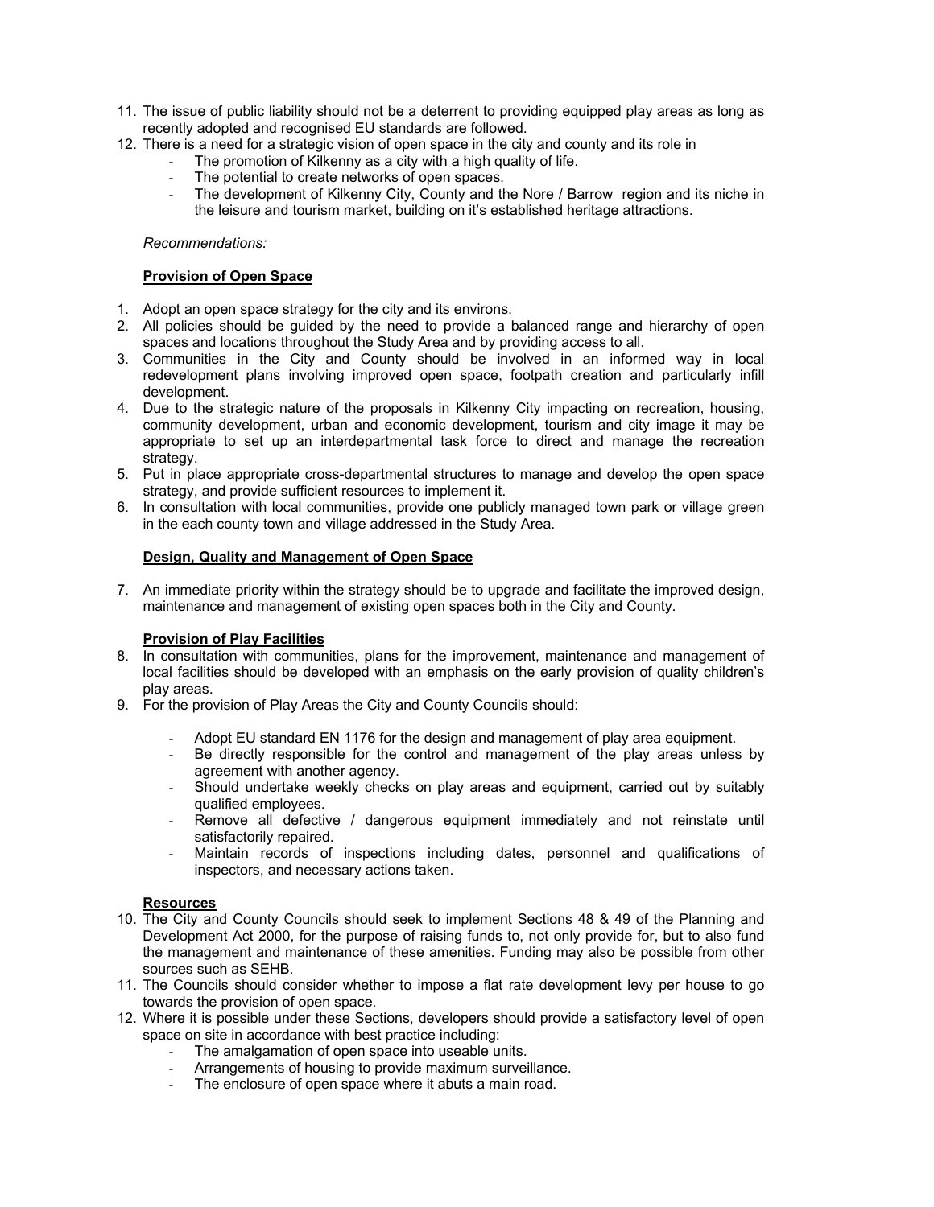11. The issue of public liability should not be a deterrent to providing equipped play areas as long as recently adopted and recognised EU standards are followed.
12. There is a need for a strategic vision of open space in the city and county and its role in
    - The promotion of Kilkenny as a city with a high quality of life.
    - The potential to create networks of open spaces.
    - The development of Kilkenny City, County and the Nore / Barrow region and its niche in the leisure and tourism market, building on it's established heritage attractions.

*Recommendations:*

**<u>Provision of Open Space</u>**

1. Adopt an open space strategy for the city and its environs.
2. All policies should be guided by the need to provide a balanced range and hierarchy of open spaces and locations throughout the Study Area and by providing access to all.
3. Communities in the City and County should be involved in an informed way in local redevelopment plans involving improved open space, footpath creation and particularly infill development.
4. Due to the strategic nature of the proposals in Kilkenny City impacting on recreation, housing, community development, urban and economic development, tourism and city image it may be appropriate to set up an interdepartmental task force to direct and manage the recreation strategy.
5. Put in place appropriate cross-departmental structures to manage and develop the open space strategy, and provide sufficient resources to implement it.
6. In consultation with local communities, provide one publicly managed town park or village green in the each county town and village addressed in the Study Area.

**<u>Design, Quality and Management of Open Space</u>**

7. An immediate priority within the strategy should be to upgrade and facilitate the improved design, maintenance and management of existing open spaces both in the City and County.

**<u>Provision of Play Facilities</u>**

8. In consultation with communities, plans for the improvement, maintenance and management of local facilities should be developed with an emphasis on the early provision of quality children's play areas.
9. For the provision of Play Areas the City and County Councils should:
    - Adopt EU standard EN 1176 for the design and management of play area equipment.
    - Be directly responsible for the control and management of the play areas unless by agreement with another agency.
    - Should undertake weekly checks on play areas and equipment, carried out by suitably qualified employees.
    - Remove all defective / dangerous equipment immediately and not reinstate until satisfactorily repaired.
    - Maintain records of inspections including dates, personnel and qualifications of inspectors, and necessary actions taken.

**<u>Resources</u>**

10. The City and County Councils should seek to implement Sections 48 & 49 of the Planning and Development Act 2000, for the purpose of raising funds to, not only provide for, but to also fund the management and maintenance of these amenities. Funding may also be possible from other sources such as SEHB.
11. The Councils should consider whether to impose a flat rate development levy per house to go towards the provision of open space.
12. Where it is possible under these Sections, developers should provide a satisfactory level of open space on site in accordance with best practice including:
    - The amalgamation of open space into useable units.
    - Arrangements of housing to provide maximum surveillance.
    - The enclosure of open space where it abuts a main road.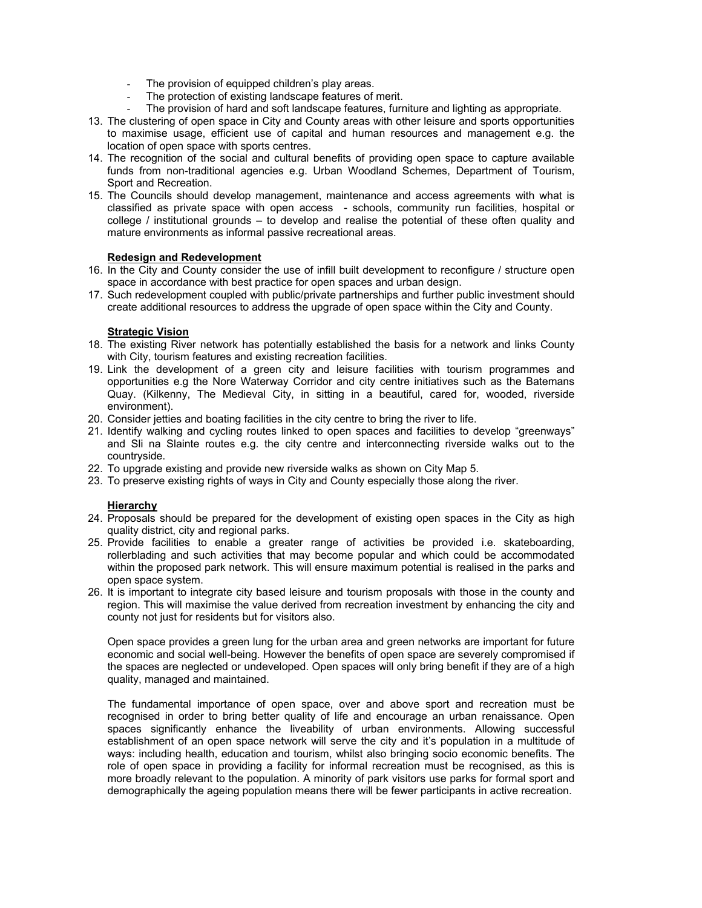- The provision of equipped children's play areas.
- The protection of existing landscape features of merit.
- The provision of hard and soft landscape features, furniture and lighting as appropriate.

13. The clustering of open space in City and County areas with other leisure and sports opportunities to maximise usage, efficient use of capital and human resources and management e.g. the location of open space with sports centres.
14. The recognition of the social and cultural benefits of providing open space to capture available funds from non-traditional agencies e.g. Urban Woodland Schemes, Department of Tourism, Sport and Recreation.
15. The Councils should develop management, maintenance and access agreements with what is classified as private space with open access - schools, community run facilities, hospital or college / institutional grounds – to develop and realise the potential of these often quality and mature environments as informal passive recreational areas.

**<u>Redesign and Redevelopment</u>**

16. In the City and County consider the use of infill built development to reconfigure / structure open space in accordance with best practice for open spaces and urban design.
17. Such redevelopment coupled with public/private partnerships and further public investment should create additional resources to address the upgrade of open space within the City and County.

**<u>Strategic Vision</u>**

18. The existing River network has potentially established the basis for a network and links County with City, tourism features and existing recreation facilities.
19. Link the development of a green city and leisure facilities with tourism programmes and opportunities e.g the Nore Waterway Corridor and city centre initiatives such as the Batemans Quay. (Kilkenny, The Medieval City, in sitting in a beautiful, cared for, wooded, riverside environment).
20. Consider jetties and boating facilities in the city centre to bring the river to life.
21. Identify walking and cycling routes linked to open spaces and facilities to develop "greenways" and Sli na Slainte routes e.g. the city centre and interconnecting riverside walks out to the countryside.
22. To upgrade existing and provide new riverside walks as shown on City Map 5.
23. To preserve existing rights of ways in City and County especially those along the river.

**<u>Hierarchy</u>**

24. Proposals should be prepared for the development of existing open spaces in the City as high quality district, city and regional parks.
25. Provide facilities to enable a greater range of activities be provided i.e. skateboarding, rollerblading and such activities that may become popular and which could be accommodated within the proposed park network. This will ensure maximum potential is realised in the parks and open space system.
26. It is important to integrate city based leisure and tourism proposals with those in the county and region. This will maximise the value derived from recreation investment by enhancing the city and county not just for residents but for visitors also.

Open space provides a green lung for the urban area and green networks are important for future economic and social well-being. However the benefits of open space are severely compromised if the spaces are neglected or undeveloped. Open spaces will only bring benefit if they are of a high quality, managed and maintained.

The fundamental importance of open space, over and above sport and recreation must be recognised in order to bring better quality of life and encourage an urban renaissance. Open spaces significantly enhance the liveability of urban environments. Allowing successful establishment of an open space network will serve the city and it's population in a multitude of ways: including health, education and tourism, whilst also bringing socio economic benefits. The role of open space in providing a facility for informal recreation must be recognised, as this is more broadly relevant to the population. A minority of park visitors use parks for formal sport and demographically the ageing population means there will be fewer participants in active recreation.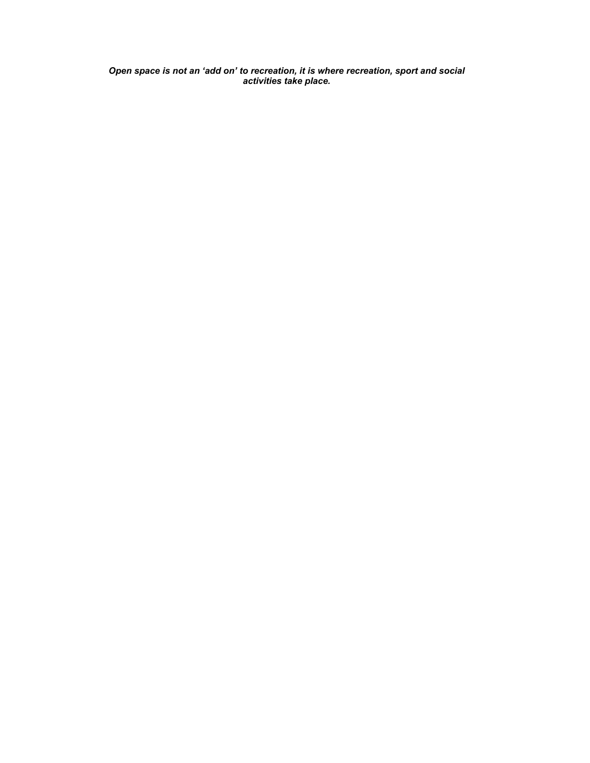***Open space is not an 'add on' to recreation, it is where recreation, sport and social activities take place.***